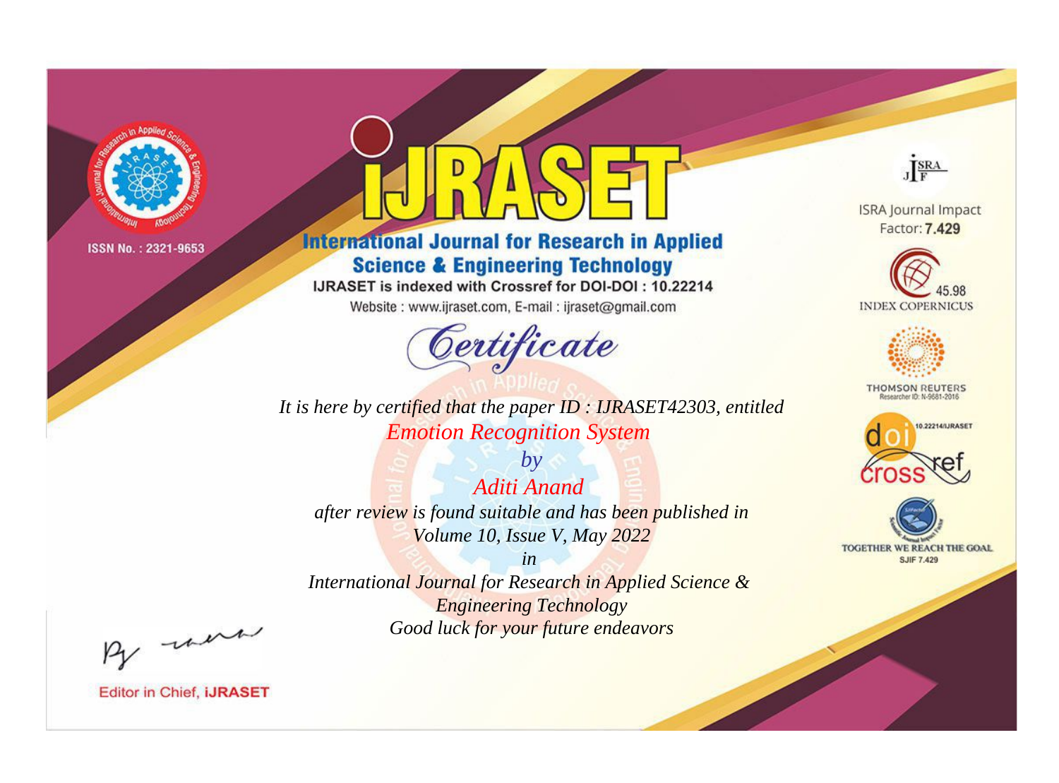ISSN No. : 2321-9653

# IJRASET

## International Journal for Research in Applied Science & Engineering Technology

IJRASET is indexed with Crossref for DOI-DOI : 10.22214

Website : www.ijraset.com, E-mail : ijraset@gmail.com

ISRA Journal Impact Factor: **7.429**

45.98 INDEX COPERNICUS

THOMSON REUTERS Researcher ID: N-9681-2016

10.22214/IJRASET

TOGETHER WE REACH THE GOAL SJIF 7.429

# *Certificate*

*It is here by certified that the paper ID : IJRASET42303, entitled*

*Emotion Recognition System*

*by*

*Aditi Anand*

*after review is found suitable and has been published in*

*Volume 10, Issue V, May 2022*

*in*

*International Journal for Research in Applied Science & Engineering Technology*

*Good luck for your future endeavors*

Editor in Chief, **iJRASET**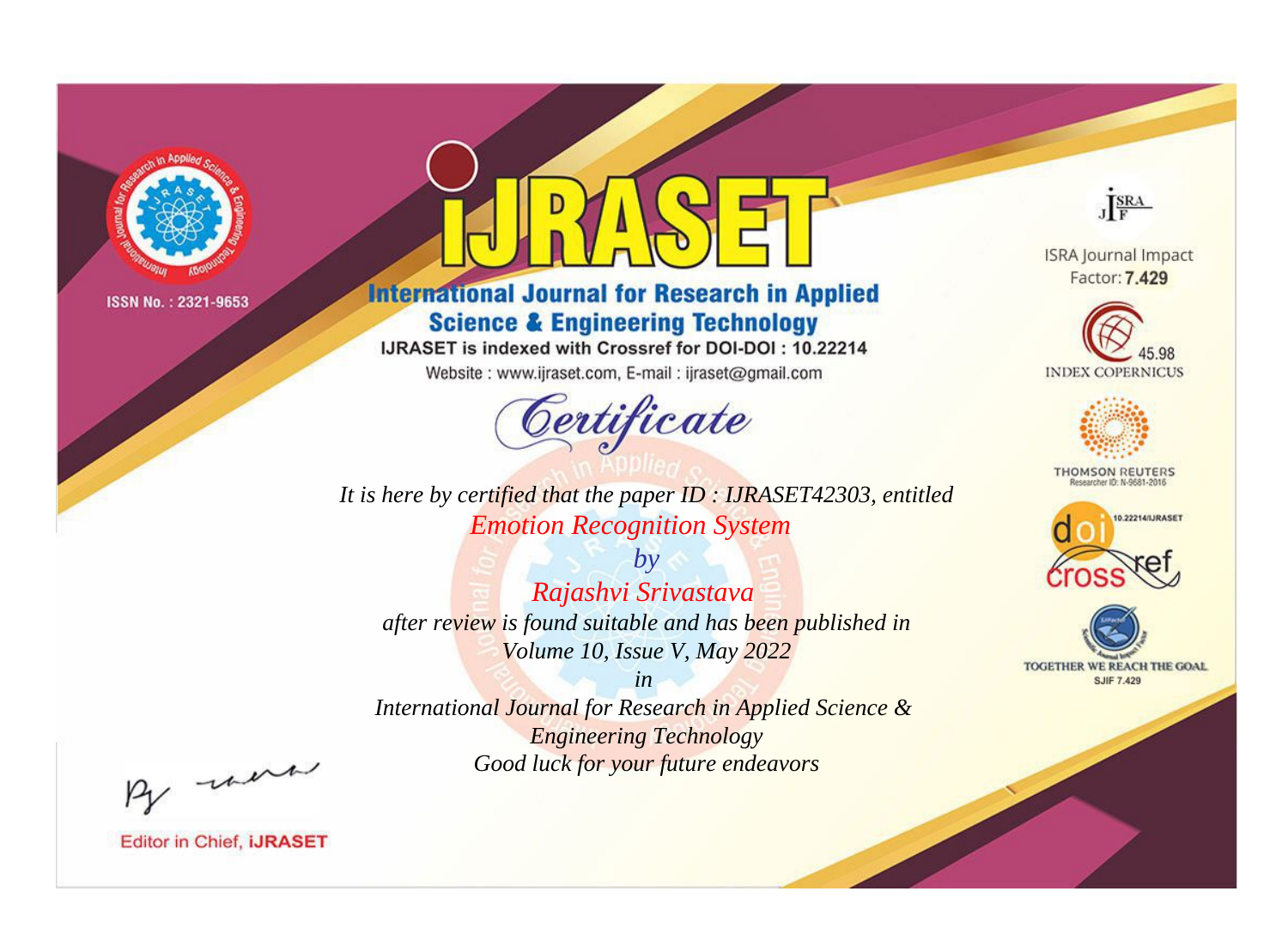ISSN No. : 2321-9653

# iJRASET

## International Journal for Research in Applied Science & Engineering Technology

IJRASET is indexed with Crossref for DOI-DOI : 10.22214

Website : www.ijraset.com, E-mail : ijraset@gmail.com

*Certificate*

*It is here by certified that the paper ID : IJRASET42303, entitled*

*Emotion Recognition System*

*by*

*Rajashvi Srivastava*

*after review is found suitable and has been published in*

*Volume 10, Issue V, May 2022*

*in*

*International Journal for Research in Applied Science & Engineering Technology*

*Good luck for your future endeavors*

ISRA Journal Impact Factor: **7.429**

45.98 INDEX COPERNICUS

THOMSON REUTERS Researcher ID: N-9681-2016

10.22214/IJRASET

TOGETHER WE REACH THE GOAL SJIF 7.429

Editor in Chief, **iJRASET**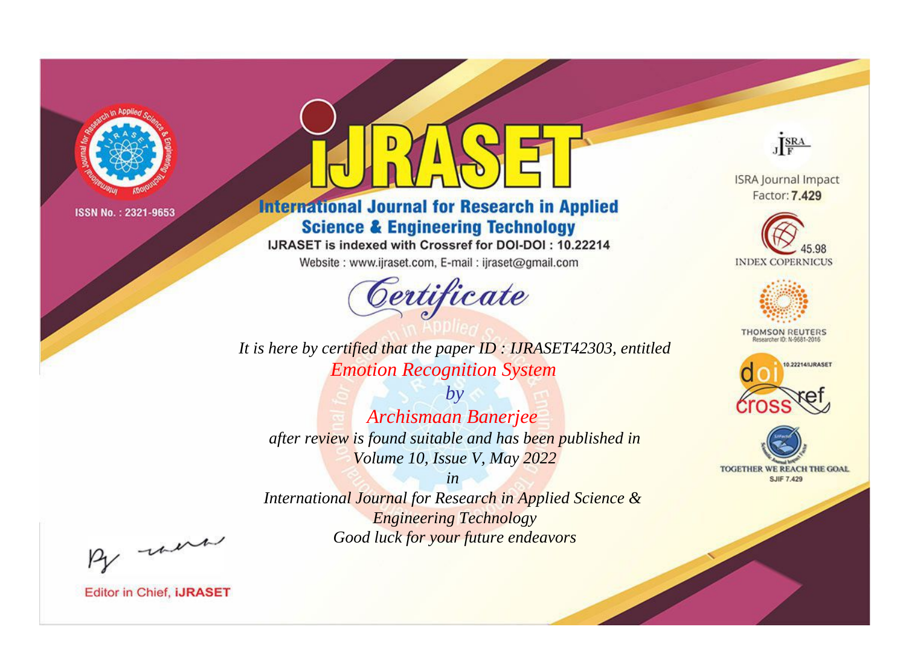ISSN No. : 2321-9653

# iJRASET

## International Journal for Research in Applied Science & Engineering Technology

IJRASET is indexed with Crossref for DOI-DOI : 10.22214

Website : www.ijraset.com, E-mail : ijraset@gmail.com

# *Certificate*

*It is here by certified that the paper ID : IJRASET42303, entitled*

*Emotion Recognition System*

*by*

*Archismaan Banerjee*

*after review is found suitable and has been published in*

*Volume 10, Issue V, May 2022*

*in*

*International Journal for Research in Applied Science & Engineering Technology*

*Good luck for your future endeavors*

ISRA Journal Impact Factor: **7.429**

45.98 INDEX COPERNICUS

THOMSON REUTERS Researcher ID: N-9681-2016

10.22214/IJRASET

TOGETHER WE REACH THE GOAL SJIF 7.429

Editor in Chief, **iJRASET**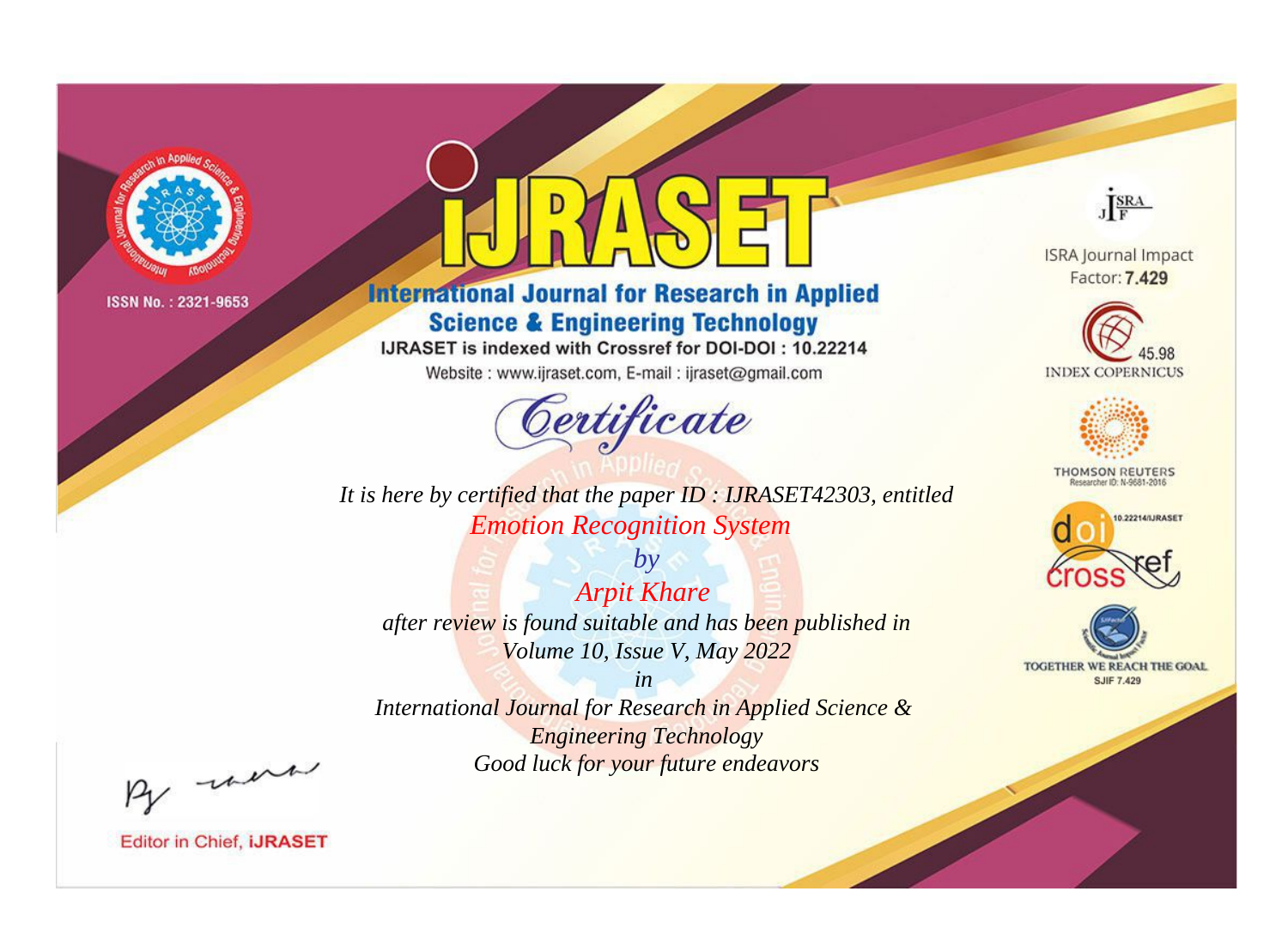ISSN No. : 2321-9653

# IJRASET

## International Journal for Research in Applied Science & Engineering Technology

IJRASET is indexed with Crossref for DOI-DOI : 10.22214

Website : www.ijraset.com, E-mail : ijraset@gmail.com

# Certificate

*It is here by certified that the paper ID : IJRASET42303, entitled*

*Emotion Recognition System*

*by*

*Arpit Khare*

*after review is found suitable and has been published in*

*Volume 10, Issue V, May 2022*

*in*

*International Journal for Research in Applied Science & Engineering Technology*

*Good luck for your future endeavors*

ISRA Journal Impact Factor: **7.429**

45.98 INDEX COPERNICUS

THOMSON REUTERS

Researcher ID: N-9681-2016

10.22214/IJRASET

TOGETHER WE REACH THE GOAL

SJIF 7.429

Editor in Chief, **iJRASET**